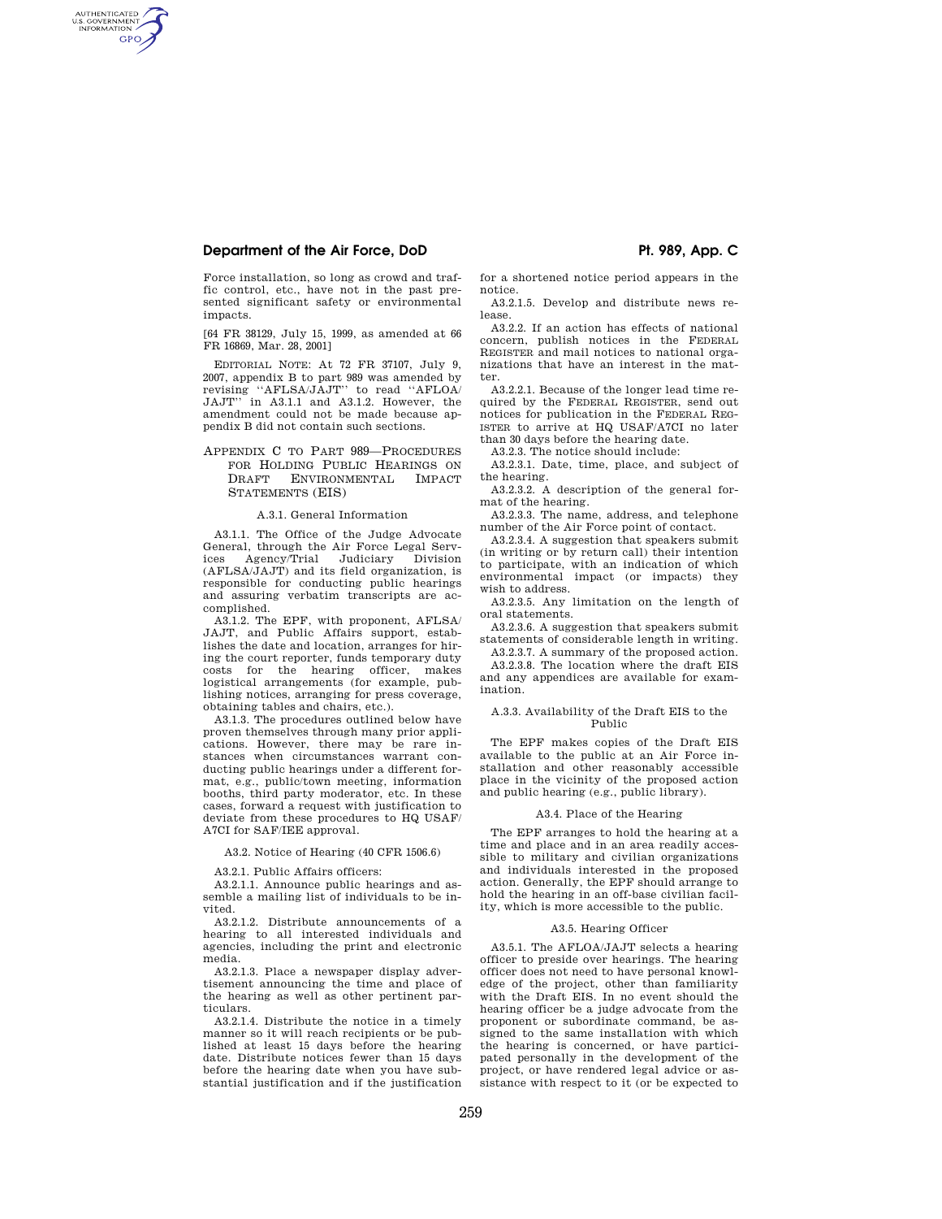Force installation, so long as crowd and traffic control, etc., have not in the past presented significant safety or environmental impacts.

[64 FR 38129, July 15, 1999, as amended at 66 FR 16869, Mar. 28, 2001]

EDITORIAL NOTE: At 72 FR 37107, July 9, 2007, appendix B to part 989 was amended by revising "AFLSA/JAJT" to read "AFLOA/JAJT" in A3.1.1 and A3.1.2. However, the amendment could not be made because appendix B did not contain such sections.

## APPENDIX C TO PART 989—PROCEDURES FOR HOLDING PUBLIC HEARINGS ON DRAFT ENVIRONMENTAL IMPACT STATEMENTS (EIS)

### A.3.1. General Information

A3.1.1. The Office of the Judge Advocate General, through the Air Force Legal Services Agency/Trial Judiciary Division (AFLSA/JAJT) and its field organization, is responsible for conducting public hearings and assuring verbatim transcripts are accomplished.

A3.1.2. The EPF, with proponent, AFLSA/JAJT, and Public Affairs support, establishes the date and location, arranges for hiring the court reporter, funds temporary duty costs for the hearing officer, makes logistical arrangements (for example, publishing notices, arranging for press coverage, obtaining tables and chairs, etc.).

A3.1.3. The procedures outlined below have proven themselves through many prior applications. However, there may be rare instances when circumstances warrant conducting public hearings under a different format, e.g., public/town meeting, information booths, third party moderator, etc. In these cases, forward a request with justification to deviate from these procedures to HQ USAF/A7CI for SAF/IEE approval.

### A3.2. Notice of Hearing (40 CFR 1506.6)

A3.2.1. Public Affairs officers:

A3.2.1.1. Announce public hearings and assemble a mailing list of individuals to be invited.

A3.2.1.2. Distribute announcements of a hearing to all interested individuals and agencies, including the print and electronic media.

A3.2.1.3. Place a newspaper display advertisement announcing the time and place of the hearing as well as other pertinent particulars.

A3.2.1.4. Distribute the notice in a timely manner so it will reach recipients or be published at least 15 days before the hearing date. Distribute notices fewer than 15 days before the hearing date when you have substantial justification and if the justification for a shortened notice period appears in the notice.

A3.2.1.5. Develop and distribute news release.

A3.2.2. If an action has effects of national concern, publish notices in the FEDERAL REGISTER and mail notices to national organizations that have an interest in the matter.

A3.2.2.1. Because of the longer lead time required by the FEDERAL REGISTER, send out notices for publication in the FEDERAL REGISTER to arrive at HQ USAF/A7CI no later than 30 days before the hearing date.

A3.2.3. The notice should include:

A3.2.3.1. Date, time, place, and subject of the hearing.

A3.2.3.2. A description of the general format of the hearing.

A3.2.3.3. The name, address, and telephone number of the Air Force point of contact.

A3.2.3.4. A suggestion that speakers submit (in writing or by return call) their intention to participate, with an indication of which environmental impact (or impacts) they wish to address.

A3.2.3.5. Any limitation on the length of oral statements.

A3.2.3.6. A suggestion that speakers submit statements of considerable length in writing.

A3.2.3.7. A summary of the proposed action.

A3.2.3.8. The location where the draft EIS and any appendices are available for examination.

### A.3.3. Availability of the Draft EIS to the Public

The EPF makes copies of the Draft EIS available to the public at an Air Force installation and other reasonably accessible place in the vicinity of the proposed action and public hearing (e.g., public library).

### A3.4. Place of the Hearing

The EPF arranges to hold the hearing at a time and place and in an area readily accessible to military and civilian organizations and individuals interested in the proposed action. Generally, the EPF should arrange to hold the hearing in an off-base civilian facility, which is more accessible to the public.

### A3.5. Hearing Officer

A3.5.1. The AFLOA/JAJT selects a hearing officer to preside over hearings. The hearing officer does not need to have personal knowledge of the project, other than familiarity with the Draft EIS. In no event should the hearing officer be a judge advocate from the proponent or subordinate command, be assigned to the same installation with which the hearing is concerned, or have participated personally in the development of the project, or have rendered legal advice or assistance with respect to it (or be expected to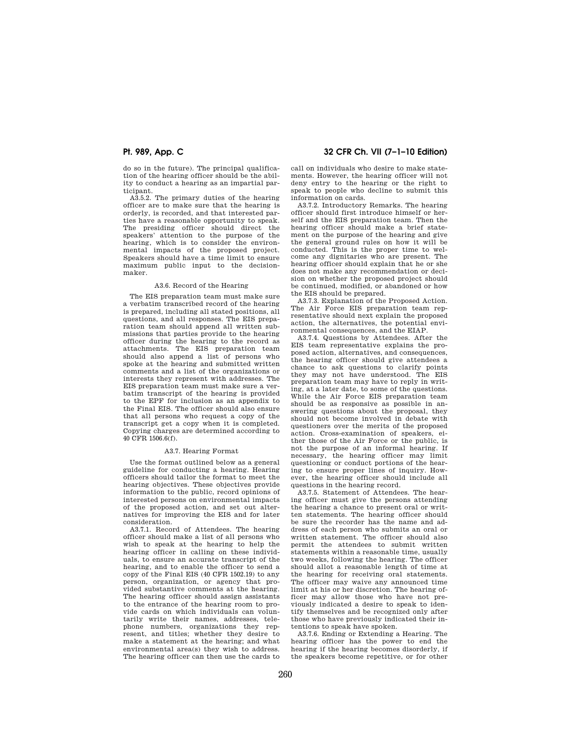do so in the future). The principal qualification of the hearing officer should be the ability to conduct a hearing as an impartial participant.

A3.5.2. The primary duties of the hearing officer are to make sure that the hearing is orderly, is recorded, and that interested parties have a reasonable opportunity to speak. The presiding officer should direct the speakers' attention to the purpose of the hearing, which is to consider the environmental impacts of the proposed project. Speakers should have a time limit to ensure maximum public input to the decision-maker.

### A3.6. Record of the Hearing

The EIS preparation team must make sure a verbatim transcribed record of the hearing is prepared, including all stated positions, all questions, and all responses. The EIS preparation team should append all written submissions that parties provide to the hearing officer during the hearing to the record as attachments. The EIS preparation team should also append a list of persons who spoke at the hearing and submitted written comments and a list of the organizations or interests they represent with addresses. The EIS preparation team must make sure a verbatim transcript of the hearing is provided to the EPF for inclusion as an appendix to the Final EIS. The officer should also ensure that all persons who request a copy of the transcript get a copy when it is completed. Copying charges are determined according to 40 CFR 1506.6(f).

### A3.7. Hearing Format

Use the format outlined below as a general guideline for conducting a hearing. Hearing officers should tailor the format to meet the hearing objectives. These objectives provide information to the public, record opinions of interested persons on environmental impacts of the proposed action, and set out alternatives for improving the EIS and for later consideration.

A3.7.1. Record of Attendees. The hearing officer should make a list of all persons who wish to speak at the hearing to help the hearing officer in calling on these individuals, to ensure an accurate transcript of the hearing, and to enable the officer to send a copy of the Final EIS (40 CFR 1502.19) to any person, organization, or agency that provided substantive comments at the hearing. The hearing officer should assign assistants to the entrance of the hearing room to provide cards on which individuals can voluntarily write their names, addresses, telephone numbers, organizations they represent, and titles; whether they desire to make a statement at the hearing; and what environmental area(s) they wish to address. The hearing officer can then use the cards to call on individuals who desire to make statements. However, the hearing officer will not deny entry to the hearing or the right to speak to people who decline to submit this information on cards.

A3.7.2. Introductory Remarks. The hearing officer should first introduce himself or herself and the EIS preparation team. Then the hearing officer should make a brief statement on the purpose of the hearing and give the general ground rules on how it will be conducted. This is the proper time to welcome any dignitaries who are present. The hearing officer should explain that he or she does not make any recommendation or decision on whether the proposed project should be continued, modified, or abandoned or how the EIS should be prepared.

A3.7.3. Explanation of the Proposed Action. The Air Force EIS preparation team representative should next explain the proposed action, the alternatives, the potential environmental consequences, and the EIAP.

A3.7.4. Questions by Attendees. After the EIS team representative explains the proposed action, alternatives, and consequences, the hearing officer should give attendees a chance to ask questions to clarify points they may not have understood. The EIS preparation team may have to reply in writing, at a later date, to some of the questions. While the Air Force EIS preparation team should be as responsive as possible in answering questions about the proposal, they should not become involved in debate with questioners over the merits of the proposed action. Cross-examination of speakers, either those of the Air Force or the public, is not the purpose of an informal hearing. If necessary, the hearing officer may limit questioning or conduct portions of the hearing to ensure proper lines of inquiry. However, the hearing officer should include all questions in the hearing record.

A3.7.5. Statement of Attendees. The hearing officer must give the persons attending the hearing a chance to present oral or written statements. The hearing officer should be sure the recorder has the name and address of each person who submits an oral or written statement. The officer should also permit the attendees to submit written statements within a reasonable time, usually two weeks, following the hearing. The officer should allot a reasonable length of time at the hearing for receiving oral statements. The officer may waive any announced time limit at his or her discretion. The hearing officer may allow those who have not previously indicated a desire to speak to identify themselves and be recognized only after those who have previously indicated their intentions to speak have spoken.

A3.7.6. Ending or Extending a Hearing. The hearing officer has the power to end the hearing if the hearing becomes disorderly, if the speakers become repetitive, or for other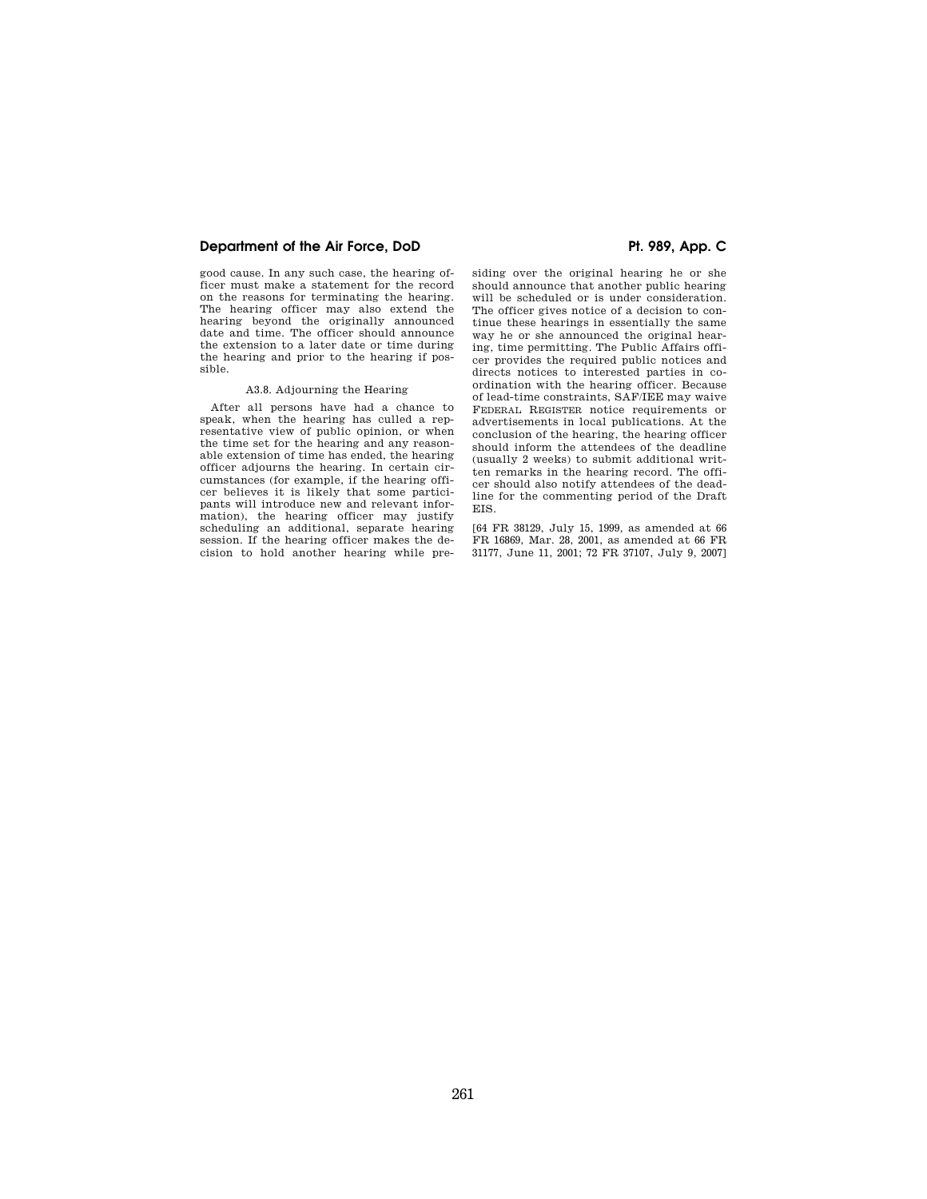good cause. In any such case, the hearing officer must make a statement for the record on the reasons for terminating the hearing. The hearing officer may also extend the hearing beyond the originally announced date and time. The officer should announce the extension to a later date or time during the hearing and prior to the hearing if possible.

A3.8. Adjourning the Hearing

After all persons have had a chance to speak, when the hearing has culled a representative view of public opinion, or when the time set for the hearing and any reasonable extension of time has ended, the hearing officer adjourns the hearing. In certain circumstances (for example, if the hearing officer believes it is likely that some participants will introduce new and relevant information), the hearing officer may justify scheduling an additional, separate hearing session. If the hearing officer makes the decision to hold another hearing while presiding over the original hearing he or she should announce that another public hearing will be scheduled or is under consideration. The officer gives notice of a decision to continue these hearings in essentially the same way he or she announced the original hearing, time permitting. The Public Affairs officer provides the required public notices and directs notices to interested parties in coordination with the hearing officer. Because of lead-time constraints, SAF/IEE may waive FEDERAL REGISTER notice requirements or advertisements in local publications. At the conclusion of the hearing, the hearing officer should inform the attendees of the deadline (usually 2 weeks) to submit additional written remarks in the hearing record. The officer should also notify attendees of the deadline for the commenting period of the Draft EIS.

[64 FR 38129, July 15, 1999, as amended at 66 FR 16869, Mar. 28, 2001, as amended at 66 FR 31177, June 11, 2001; 72 FR 37107, July 9, 2007]